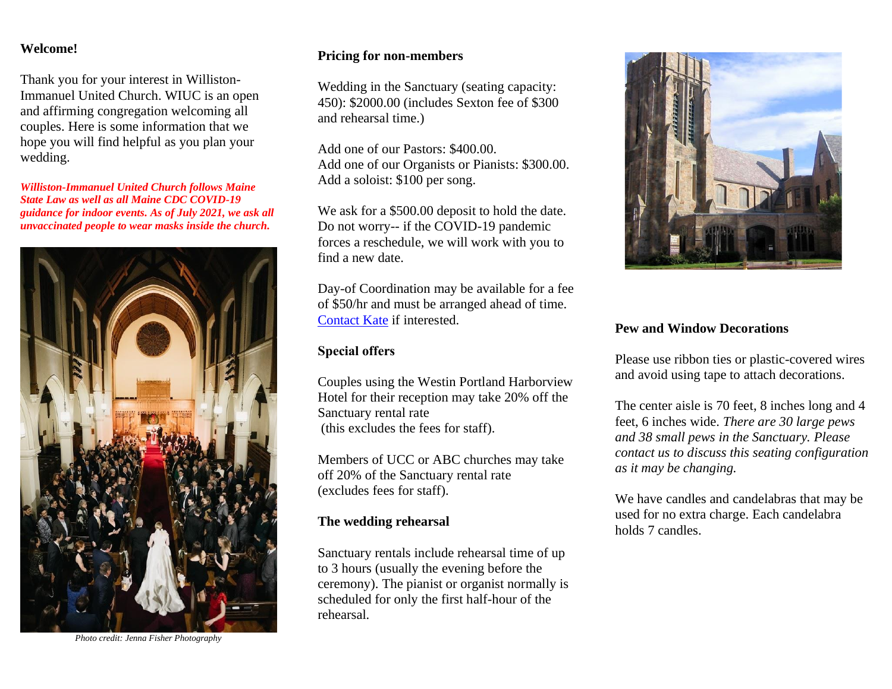**Welcome!**

Thank you for your interest in Williston-Immanuel United Church. WIUC is an open and affirming congregation welcoming all couples. Here is some information that we hope you will find helpful as you plan your wedding.

***Williston-Immanuel United Church follows Maine State Law as well as all Maine CDC COVID-19 guidance for indoor events. As of July 2021, we ask all unvaccinated people to wear masks inside the church.***

*Photo credit: Jenna Fisher Photography*

**Pricing for non-members**

Wedding in the Sanctuary (seating capacity: 450): $2000.00 (includes Sexton fee of $300 and rehearsal time.)

Add one of our Pastors: $400.00.
Add one of our Organists or Pianists: $300.00.
Add a soloist: $100 per song.

We ask for a $500.00 deposit to hold the date. Do not worry-- if the COVID-19 pandemic forces a reschedule, we will work with you to find a new date.

Day-of Coordination may be available for a fee of $50/hr and must be arranged ahead of time. Contact Kate if interested.

**Special offers**

Couples using the Westin Portland Harborview Hotel for their reception may take 20% off the Sanctuary rental rate
(this excludes the fees for staff).

Members of UCC or ABC churches may take off 20% of the Sanctuary rental rate
(excludes fees for staff).

**The wedding rehearsal**

Sanctuary rentals include rehearsal time of up to 3 hours (usually the evening before the ceremony). The pianist or organist normally is scheduled for only the first half-hour of the rehearsal.

**Pew and Window Decorations**

Please use ribbon ties or plastic-covered wires and avoid using tape to attach decorations.

The center aisle is 70 feet, 8 inches long and 4 feet, 6 inches wide. *There are 30 large pews and 38 small pews in the Sanctuary. Please contact us to discuss this seating configuration as it may be changing.*

We have candles and candelabras that may be used for no extra charge. Each candelabra holds 7 candles.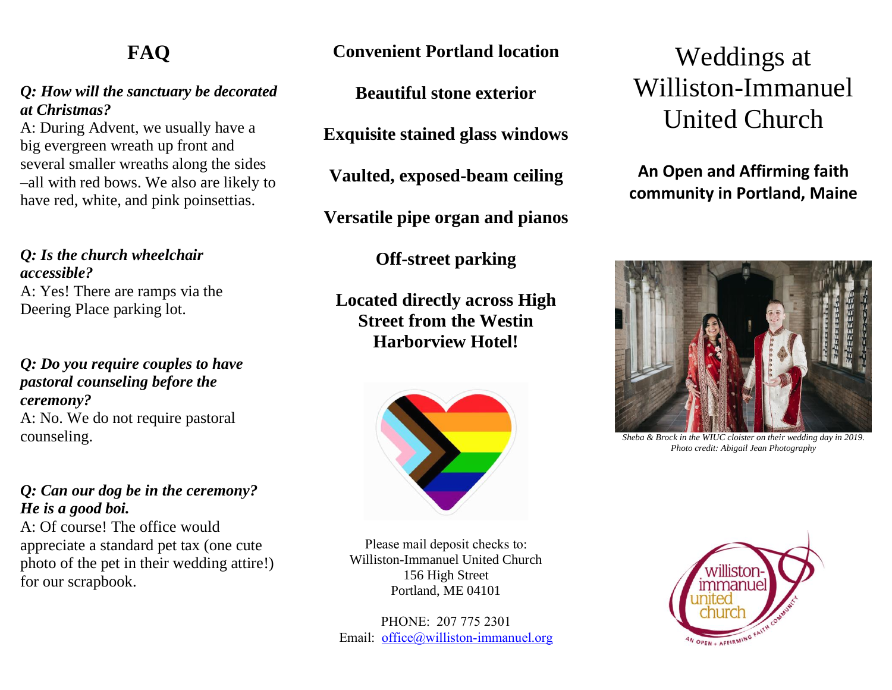## FAQ

***Q: How will the sanctuary be decorated at Christmas?***

A: During Advent, we usually have a big evergreen wreath up front and several smaller wreaths along the sides –all with red bows. We also are likely to have red, white, and pink poinsettias.

***Q: Is the church wheelchair accessible?***

A: Yes! There are ramps via the Deering Place parking lot.

***Q: Do you require couples to have pastoral counseling before the ceremony?***

A: No. We do not require pastoral counseling.

***Q: Can our dog be in the ceremony? He is a good boi.***

A: Of course! The office would appreciate a standard pet tax (one cute photo of the pet in their wedding attire!) for our scrapbook.

**Convenient Portland location**

**Beautiful stone exterior**

**Exquisite stained glass windows**

**Vaulted, exposed-beam ceiling**

**Versatile pipe organ and pianos**

**Off-street parking**

**Located directly across High Street from the Westin Harborview Hotel!**

Please mail deposit checks to:
Williston-Immanuel United Church
156 High Street
Portland, ME 04101

PHONE: 207 775 2301
Email: office@williston-immanuel.org

# Weddings at Williston-Immanuel United Church

**An Open and Affirming faith community in Portland, Maine**

*Sheba & Brock in the WIUC cloister on their wedding day in 2019. Photo credit: Abigail Jean Photography*